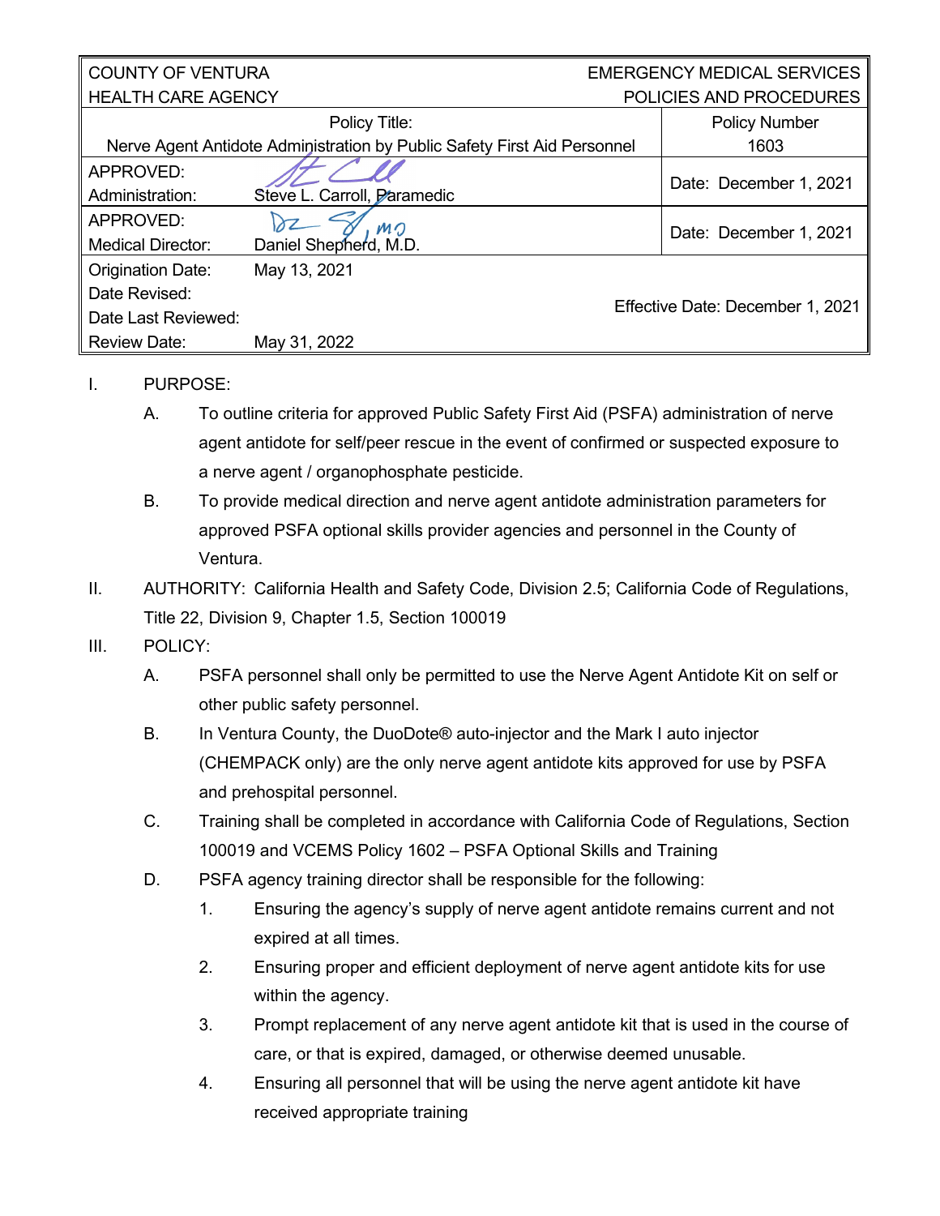| COUNTY OF VENTURA HEALTH CARE AGENCY | | EMERGENCY MEDICAL SERVICES POLICIES AND PROCEDURES |
|---|---|---|
| Policy Title: Nerve Agent Antidote Administration by Public Safety First Aid Personnel | | Policy Number 1603 |
| APPROVED: Administration: | Steve L. Carroll, Paramedic | Date: December 1, 2021 |
| APPROVED: Medical Director: | Daniel Shepherd, M.D. | Date: December 1, 2021 |
| Origination Date: Date Revised: Date Last Reviewed: Review Date: | May 13, 2021 May 31, 2022 | Effective Date: December 1, 2021 |

I. PURPOSE:

A. To outline criteria for approved Public Safety First Aid (PSFA) administration of nerve agent antidote for self/peer rescue in the event of confirmed or suspected exposure to a nerve agent / organophosphate pesticide.

B. To provide medical direction and nerve agent antidote administration parameters for approved PSFA optional skills provider agencies and personnel in the County of Ventura.

II. AUTHORITY: California Health and Safety Code, Division 2.5; California Code of Regulations, Title 22, Division 9, Chapter 1.5, Section 100019

III. POLICY:

A. PSFA personnel shall only be permitted to use the Nerve Agent Antidote Kit on self or other public safety personnel.

B. In Ventura County, the DuoDote® auto-injector and the Mark I auto injector (CHEMPACK only) are the only nerve agent antidote kits approved for use by PSFA and prehospital personnel.

C. Training shall be completed in accordance with California Code of Regulations, Section 100019 and VCEMS Policy 1602 – PSFA Optional Skills and Training

D. PSFA agency training director shall be responsible for the following:

1. Ensuring the agency's supply of nerve agent antidote remains current and not expired at all times.
2. Ensuring proper and efficient deployment of nerve agent antidote kits for use within the agency.
3. Prompt replacement of any nerve agent antidote kit that is used in the course of care, or that is expired, damaged, or otherwise deemed unusable.
4. Ensuring all personnel that will be using the nerve agent antidote kit have received appropriate training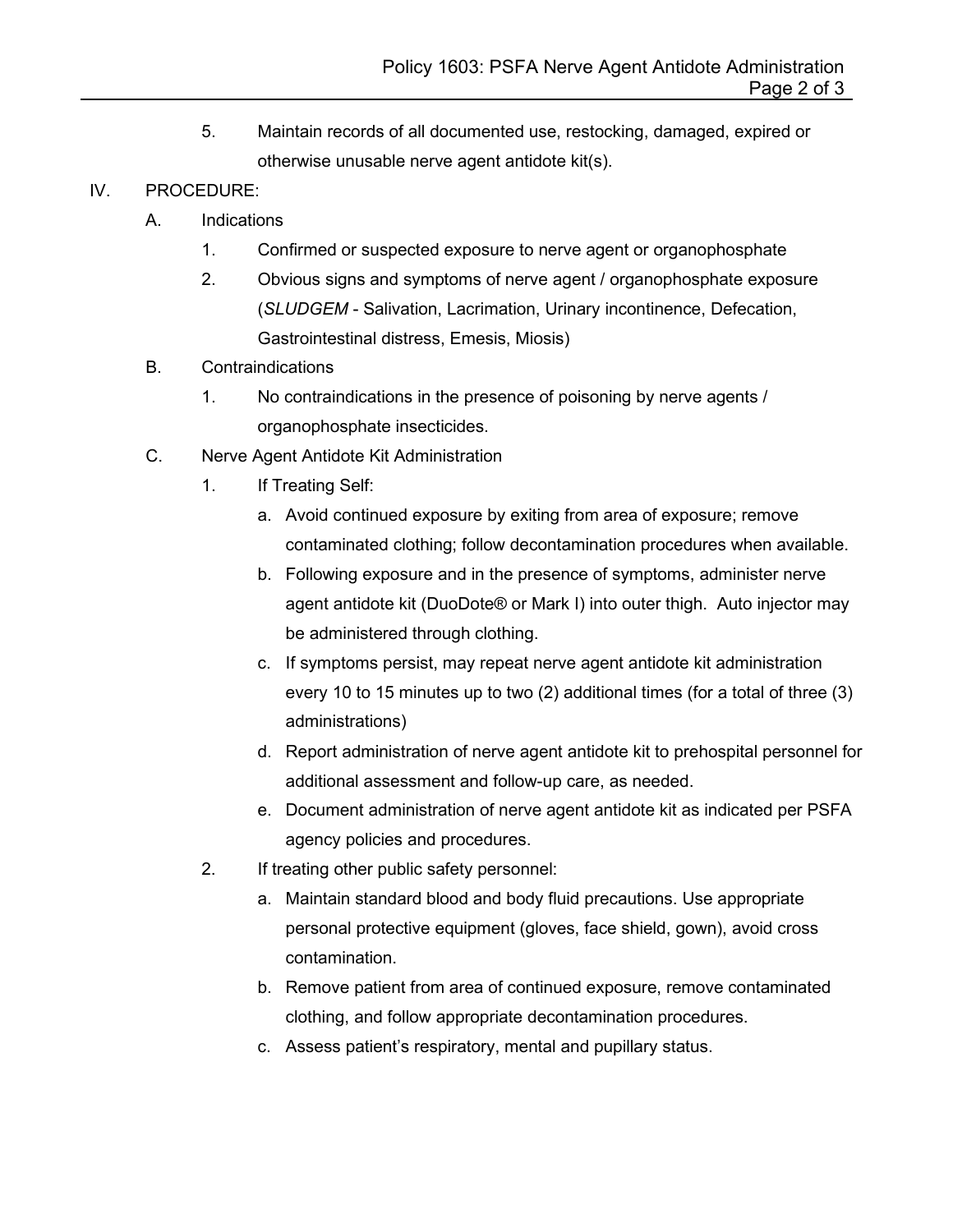5. Maintain records of all documented use, restocking, damaged, expired or otherwise unusable nerve agent antidote kit(s).

IV. PROCEDURE:

A. Indications

1. Confirmed or suspected exposure to nerve agent or organophosphate
2. Obvious signs and symptoms of nerve agent / organophosphate exposure (*SLUDGEM* - Salivation, Lacrimation, Urinary incontinence, Defecation, Gastrointestinal distress, Emesis, Miosis)

B. Contraindications

1. No contraindications in the presence of poisoning by nerve agents / organophosphate insecticides.

C. Nerve Agent Antidote Kit Administration

1. If Treating Self:
   a. Avoid continued exposure by exiting from area of exposure; remove contaminated clothing; follow decontamination procedures when available.
   b. Following exposure and in the presence of symptoms, administer nerve agent antidote kit (DuoDote® or Mark I) into outer thigh. Auto injector may be administered through clothing.
   c. If symptoms persist, may repeat nerve agent antidote kit administration every 10 to 15 minutes up to two (2) additional times (for a total of three (3) administrations)
   d. Report administration of nerve agent antidote kit to prehospital personnel for additional assessment and follow-up care, as needed.
   e. Document administration of nerve agent antidote kit as indicated per PSFA agency policies and procedures.
2. If treating other public safety personnel:
   a. Maintain standard blood and body fluid precautions. Use appropriate personal protective equipment (gloves, face shield, gown), avoid cross contamination.
   b. Remove patient from area of continued exposure, remove contaminated clothing, and follow appropriate decontamination procedures.
   c. Assess patient's respiratory, mental and pupillary status.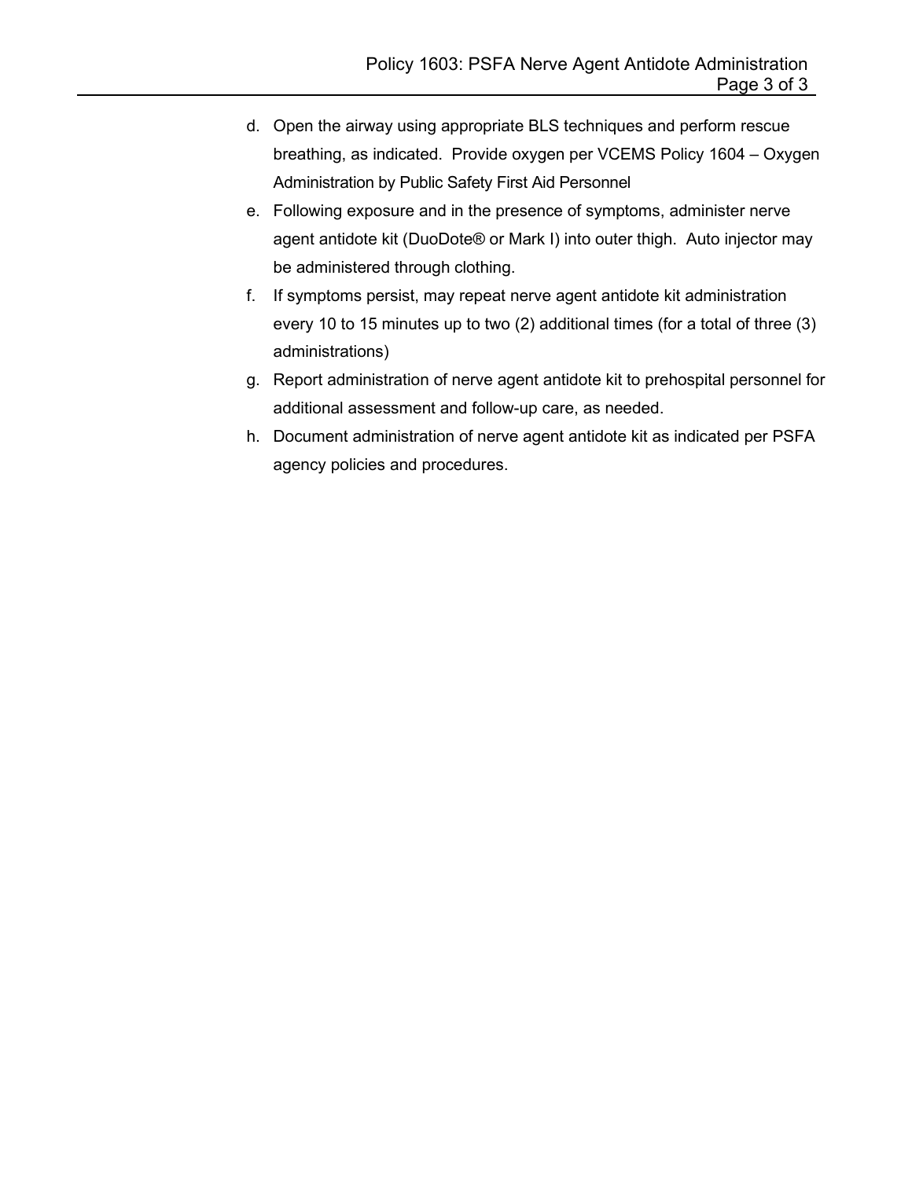d. Open the airway using appropriate BLS techniques and perform rescue breathing, as indicated. Provide oxygen per VCEMS Policy 1604 – Oxygen Administration by Public Safety First Aid Personnel
e. Following exposure and in the presence of symptoms, administer nerve agent antidote kit (DuoDote® or Mark I) into outer thigh. Auto injector may be administered through clothing.
f. If symptoms persist, may repeat nerve agent antidote kit administration every 10 to 15 minutes up to two (2) additional times (for a total of three (3) administrations)
g. Report administration of nerve agent antidote kit to prehospital personnel for additional assessment and follow-up care, as needed.
h. Document administration of nerve agent antidote kit as indicated per PSFA agency policies and procedures.